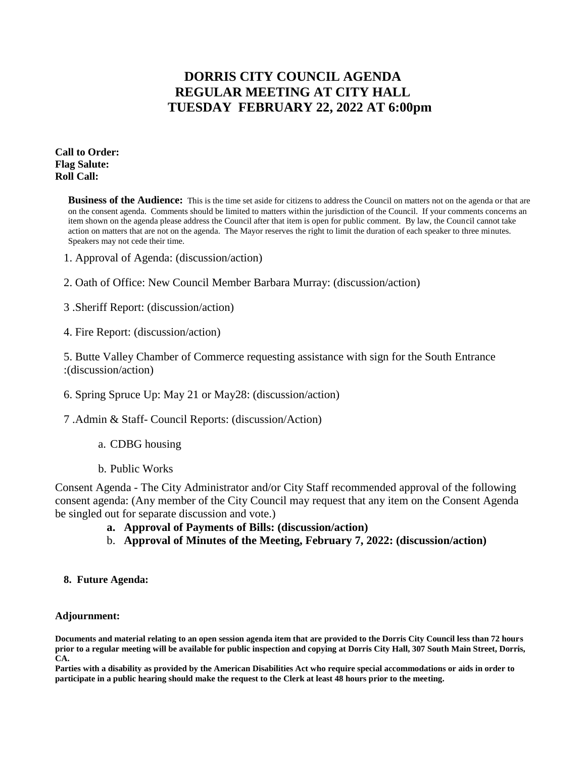# DORRIS CITY COUNCIL AGENDA
## REGULAR MEETING AT CITY HALL
## TUESDAY FEBRUARY 22, 2022 AT 6:00pm

**Call to Order:**
**Flag Salute:**
**Roll Call:**

**Business of the Audience:** This is the time set aside for citizens to address the Council on matters not on the agenda or that are on the consent agenda. Comments should be limited to matters within the jurisdiction of the Council. If your comments concerns an item shown on the agenda please address the Council after that item is open for public comment. By law, the Council cannot take action on matters that are not on the agenda. The Mayor reserves the right to limit the duration of each speaker to three minutes. Speakers may not cede their time.

1. Approval of Agenda: (discussion/action)

2. Oath of Office: New Council Member Barbara Murray: (discussion/action)

3 .Sheriff Report: (discussion/action)

4. Fire Report: (discussion/action)

5. Butte Valley Chamber of Commerce requesting assistance with sign for the South Entrance :(discussion/action)

6. Spring Spruce Up: May 21 or May28: (discussion/action)

7 .Admin & Staff- Council Reports: (discussion/Action)

   a. CDBG housing

   b. Public Works

Consent Agenda - The City Administrator and/or City Staff recommended approval of the following consent agenda: (Any member of the City Council may request that any item on the Consent Agenda be singled out for separate discussion and vote.)

   **a. Approval of Payments of Bills: (discussion/action)**

   b. **Approval of Minutes of the Meeting, February 7, 2022: (discussion/action)**

**8. Future Agenda:**

**Adjournment:**

**Documents and material relating to an open session agenda item that are provided to the Dorris City Council less than 72 hours prior to a regular meeting will be available for public inspection and copying at Dorris City Hall, 307 South Main Street, Dorris, CA.**

**Parties with a disability as provided by the American Disabilities Act who require special accommodations or aids in order to participate in a public hearing should make the request to the Clerk at least 48 hours prior to the meeting.**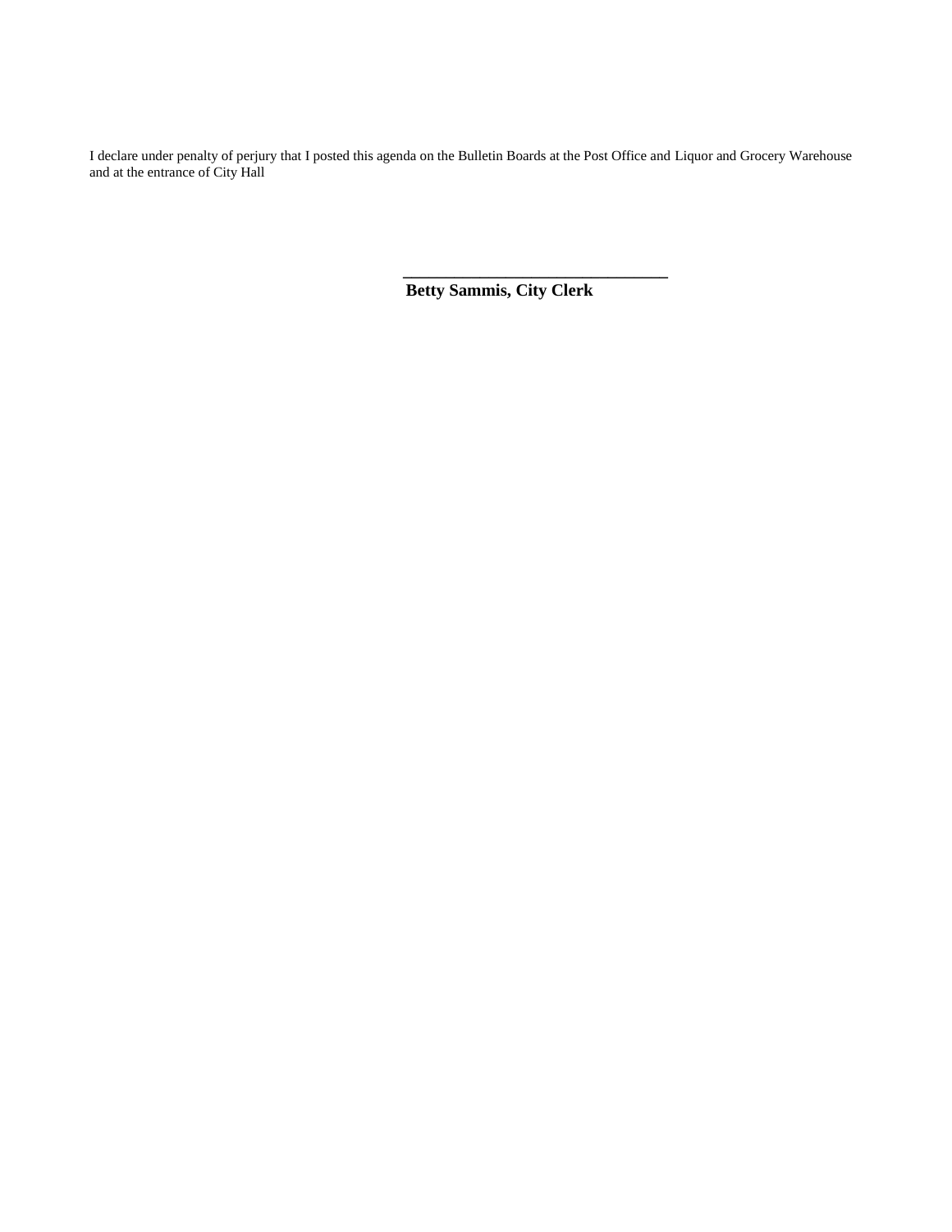I declare under penalty of perjury that I posted this agenda on the Bulletin Boards at the Post Office and Liquor and Grocery Warehouse and at the entrance of City Hall

\_\_\_\_\_\_\_\_\_\_\_\_\_\_\_\_\_\_\_\_\_\_\_\_\_\_\_\_\_\_\_\_\_\_

**Betty Sammis, City Clerk**